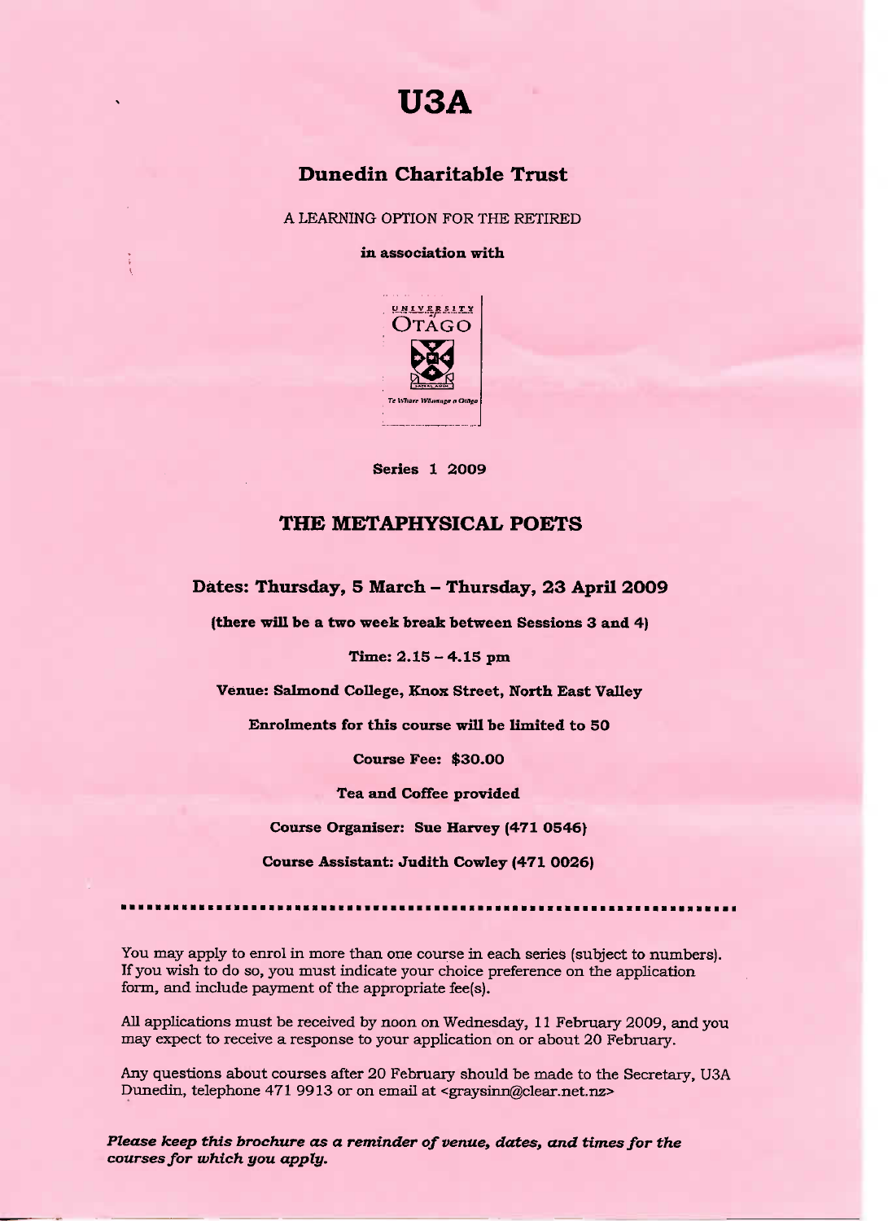# U3A

## Dunedin Charitable Trust

A LEARNING OPTION FOR THE RETIRED

**in association with**

UNIVERSITY of OTAGO

Te Whare Wānanga o Otāgo

**Series 1 2009**

## THE METAPHYSICAL POETS

**Dates: Thursday, 5 March – Thursday, 23 April 2009**

**(there will be a two week break between Sessions 3 and 4)**

**Time: 2.15 – 4.15 pm**

**Venue: Salmond College, Knox Street, North East Valley**

**Enrolments for this course will be limited to 50**

**Course Fee: $30.00**

**Tea and Coffee provided**

**Course Organiser: Sue Harvey (471 0546)**

**Course Assistant: Judith Cowley (471 0026)**

---

You may apply to enrol in more than one course in each series (subject to numbers). If you wish to do so, you must indicate your choice preference on the application form, and include payment of the appropriate fee(s).

All applications must be received by noon on Wednesday, 11 February 2009, and you may expect to receive a response to your application on or about 20 February.

Any questions about courses after 20 February should be made to the Secretary, U3A Dunedin, telephone 471 9913 or on email at <graysinn@clear.net.nz>

***Please keep this brochure as a reminder of venue, dates, and times for the courses for which you apply.***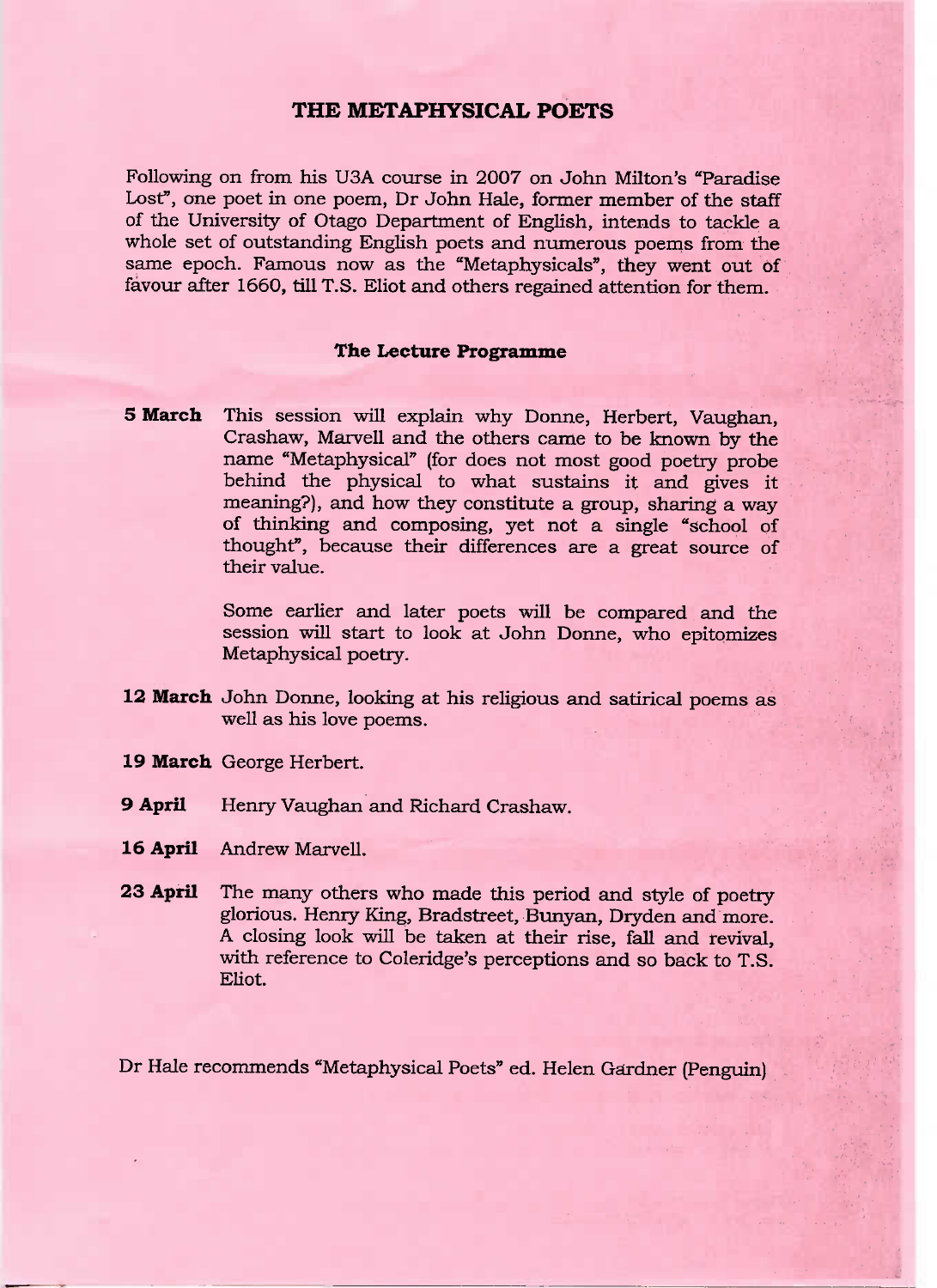## THE METAPHYSICAL POETS

Following on from his U3A course in 2007 on John Milton's "Paradise Lost", one poet in one poem, Dr John Hale, former member of the staff of the University of Otago Department of English, intends to tackle a whole set of outstanding English poets and numerous poems from the same epoch. Famous now as the "Metaphysicals", they went out of favour after 1660, till T.S. Eliot and others regained attention for them.

### The Lecture Programme

**5 March** This session will explain why Donne, Herbert, Vaughan, Crashaw, Marvell and the others came to be known by the name "Metaphysical" (for does not most good poetry probe behind the physical to what sustains it and gives it meaning?), and how they constitute a group, sharing a way of thinking and composing, yet not a single "school of thought", because their differences are a great source of their value.

Some earlier and later poets will be compared and the session will start to look at John Donne, who epitomizes Metaphysical poetry.

**12 March** John Donne, looking at his religious and satirical poems as well as his love poems.

**19 March** George Herbert.

**9 April** Henry Vaughan and Richard Crashaw.

**16 April** Andrew Marvell.

**23 April** The many others who made this period and style of poetry glorious. Henry King, Bradstreet, Bunyan, Dryden and more. A closing look will be taken at their rise, fall and revival, with reference to Coleridge's perceptions and so back to T.S. Eliot.

Dr Hale recommends "Metaphysical Poets" ed. Helen Gardner (Penguin)